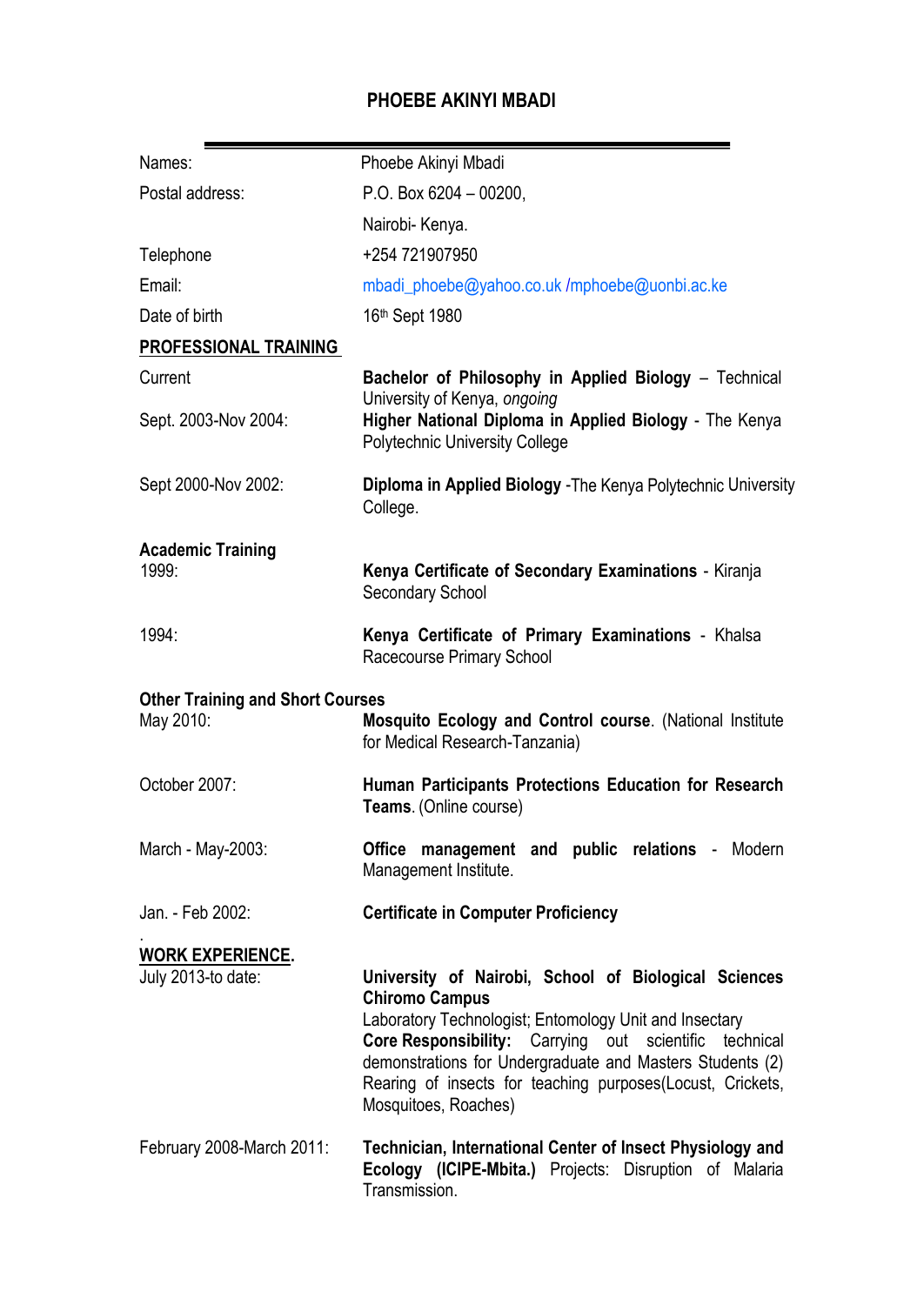# PHOEBE AKINYI MBADI

---

| | |
|---|---|
| Names: | Phoebe Akinyi Mbadi |
| Postal address: | P.O. Box 6204 – 00200, |
| | Nairobi- Kenya. |
| Telephone | +254 721907950 |
| Email: | mbadi_phoebe@yahoo.co.uk /mphoebe@uonbi.ac.ke |
| Date of birth | 16th Sept 1980 |

## PROFESSIONAL TRAINING

| | |
|---|---|
| Current | **Bachelor of Philosophy in Applied Biology** – Technical University of Kenya, *ongoing* |
| Sept. 2003-Nov 2004: | **Higher National Diploma in Applied Biology** - The Kenya Polytechnic University College |
| Sept 2000-Nov 2002: | **Diploma in Applied Biology** -The Kenya Polytechnic University College. |

**Academic Training**

| | |
|---|---|
| 1999: | **Kenya Certificate of Secondary Examinations** - Kiranja Secondary School |
| 1994: | **Kenya Certificate of Primary Examinations** - Khalsa Racecourse Primary School |

**Other Training and Short Courses**

| | |
|---|---|
| May 2010: | **Mosquito Ecology and Control course**. (National Institute for Medical Research-Tanzania) |
| October 2007: | **Human Participants Protections Education for Research Teams**. (Online course) |
| March - May-2003: | **Office management and public relations** - Modern Management Institute. |
| Jan. - Feb 2002: | **Certificate in Computer Proficiency** |

## WORK EXPERIENCE.

| | |
|---|---|
| July 2013-to date: | **University of Nairobi, School of Biological Sciences Chiromo Campus** Laboratory Technologist; Entomology Unit and Insectary **Core Responsibility:** Carrying out scientific technical demonstrations for Undergraduate and Masters Students (2) Rearing of insects for teaching purposes(Locust, Crickets, Mosquitoes, Roaches) |
| February 2008-March 2011: | **Technician, International Center of Insect Physiology and Ecology (ICIPE-Mbita.)** Projects: Disruption of Malaria Transmission. |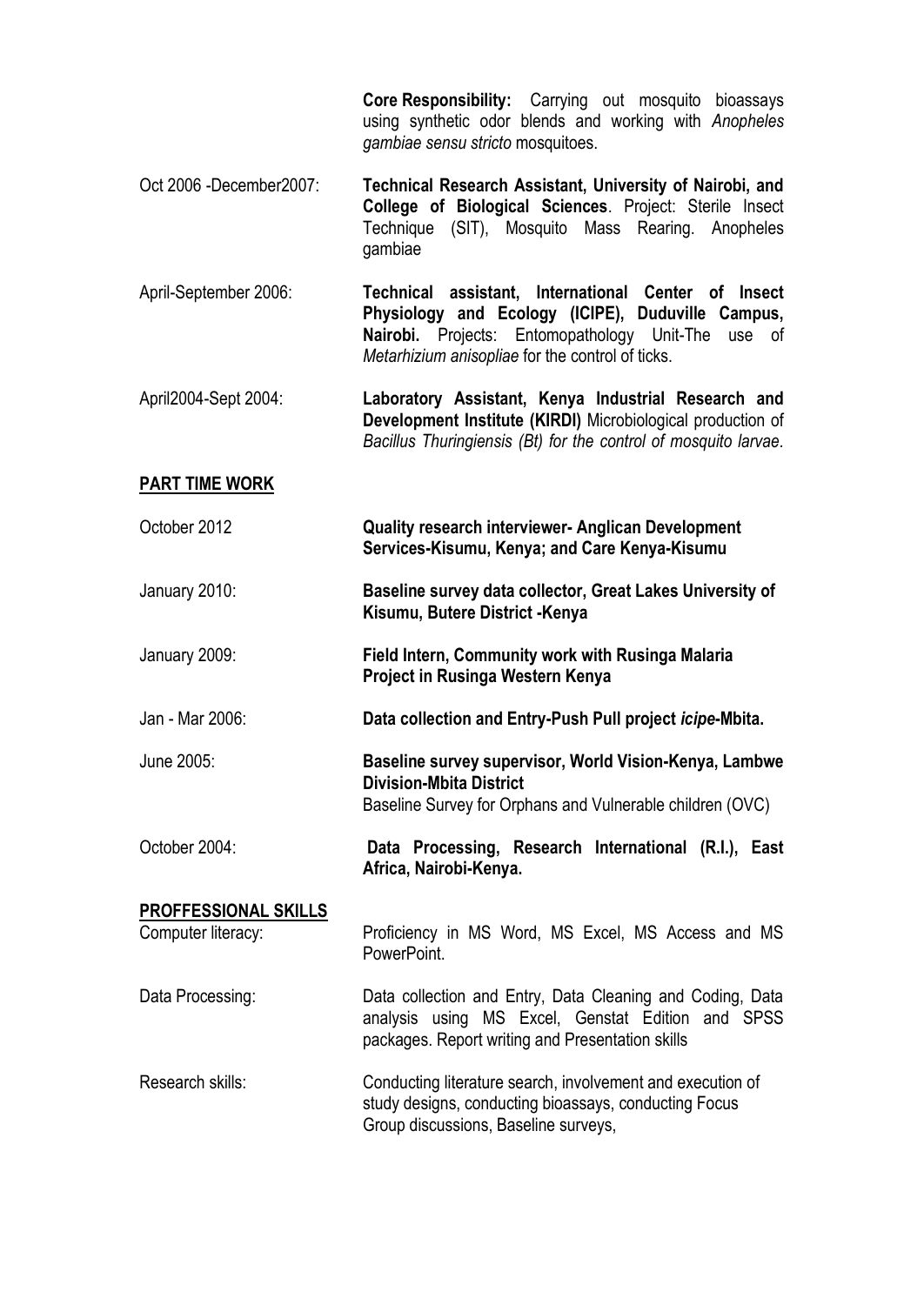**Core Responsibility:** Carrying out mosquito bioassays using synthetic odor blends and working with *Anopheles gambiae sensu stricto* mosquitoes.

Oct 2006 -December2007: **Technical Research Assistant, University of Nairobi, and College of Biological Sciences**. Project: Sterile Insect Technique (SIT), Mosquito Mass Rearing. Anopheles gambiae

April-September 2006: **Technical assistant, International Center of Insect Physiology and Ecology (ICIPE), Duduville Campus, Nairobi.** Projects: Entomopathology Unit-The use of *Metarhizium anisopliae* for the control of ticks.

April2004-Sept 2004: **Laboratory Assistant, Kenya Industrial Research and Development Institute (KIRDI)** Microbiological production of *Bacillus Thuringiensis (Bt) for the control of mosquito larvae*.

## PART TIME WORK

October 2012 **Quality research interviewer- Anglican Development Services-Kisumu, Kenya; and Care Kenya-Kisumu**

January 2010: **Baseline survey data collector, Great Lakes University of Kisumu, Butere District -Kenya**

January 2009: **Field Intern, Community work with Rusinga Malaria Project in Rusinga Western Kenya**

Jan - Mar 2006: **Data collection and Entry-Push Pull project *icipe*-Mbita.**

June 2005: **Baseline survey supervisor, World Vision-Kenya, Lambwe Division-Mbita District**
Baseline Survey for Orphans and Vulnerable children (OVC)

October 2004: **Data Processing, Research International (R.I.), East Africa, Nairobi-Kenya.**

## PROFFESSIONAL SKILLS

Computer literacy: Proficiency in MS Word, MS Excel, MS Access and MS PowerPoint.

Data Processing: Data collection and Entry, Data Cleaning and Coding, Data analysis using MS Excel, Genstat Edition and SPSS packages. Report writing and Presentation skills

Research skills: Conducting literature search, involvement and execution of study designs, conducting bioassays, conducting Focus Group discussions, Baseline surveys,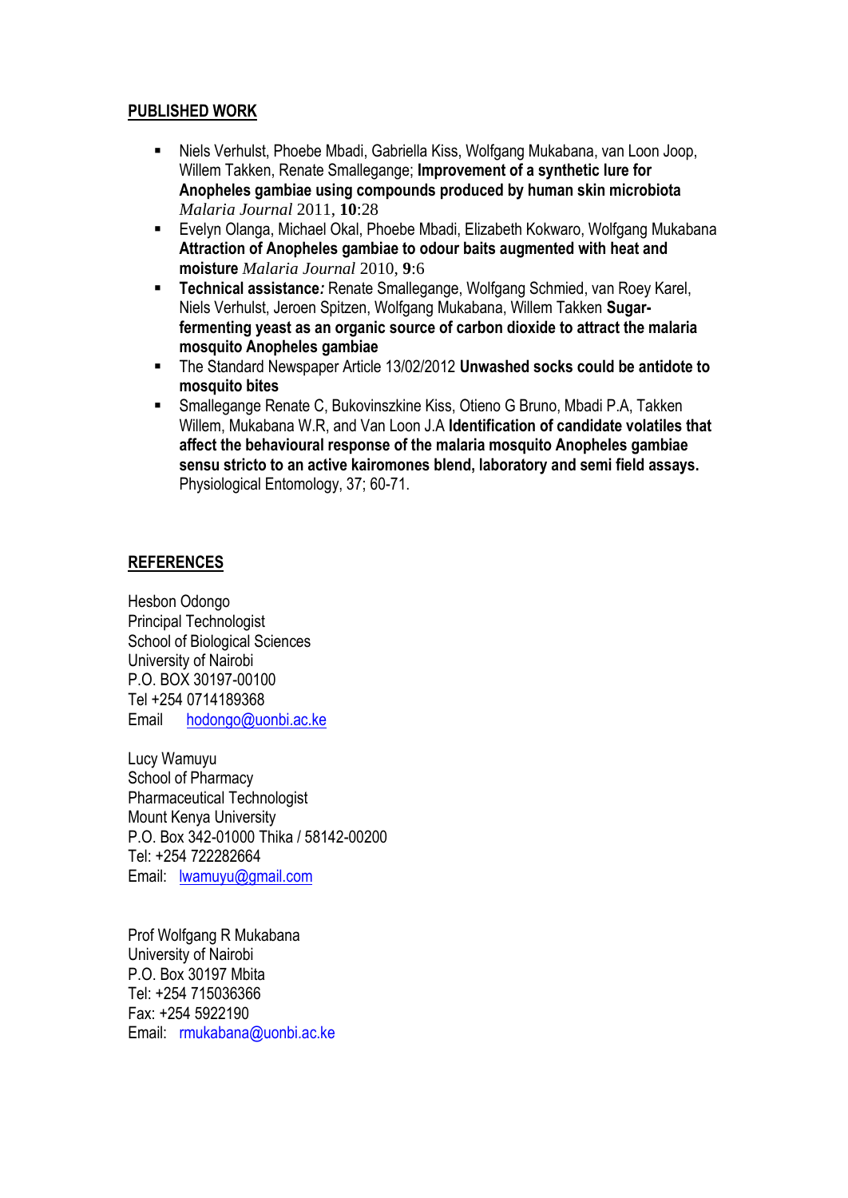## PUBLISHED WORK

- Niels Verhulst, Phoebe Mbadi, Gabriella Kiss, Wolfgang Mukabana, van Loon Joop, Willem Takken, Renate Smallegange; **Improvement of a synthetic lure for Anopheles gambiae using compounds produced by human skin microbiota** *Malaria Journal* 2011, **10**:28
- Evelyn Olanga, Michael Okal, Phoebe Mbadi, Elizabeth Kokwaro, Wolfgang Mukabana **Attraction of Anopheles gambiae to odour baits augmented with heat and moisture** *Malaria Journal* 2010, **9**:6
- **Technical assistance*:*** Renate Smallegange, Wolfgang Schmied, van Roey Karel, Niels Verhulst, Jeroen Spitzen, Wolfgang Mukabana, Willem Takken **Sugar-fermenting yeast as an organic source of carbon dioxide to attract the malaria mosquito Anopheles gambiae**
- The Standard Newspaper Article 13/02/2012 **Unwashed socks could be antidote to mosquito bites**
- Smallegange Renate C, Bukovinszkine Kiss, Otieno G Bruno, Mbadi P.A, Takken Willem, Mukabana W.R, and Van Loon J.A **Identification of candidate volatiles that affect the behavioural response of the malaria mosquito Anopheles gambiae sensu stricto to an active kairomones blend, laboratory and semi field assays.** Physiological Entomology, 37; 60-71.

## REFERENCES

Hesbon Odongo
Principal Technologist
School of Biological Sciences
University of Nairobi
P.O. BOX 30197-00100
Tel +254 0714189368
Email hodongo@uonbi.ac.ke

Lucy Wamuyu
School of Pharmacy
Pharmaceutical Technologist
Mount Kenya University
P.O. Box 342-01000 Thika / 58142-00200
Tel: +254 722282664
Email: lwamuyu@gmail.com

Prof Wolfgang R Mukabana
University of Nairobi
P.O. Box 30197 Mbita
Tel: +254 715036366
Fax: +254 5922190
Email: rmukabana@uonbi.ac.ke